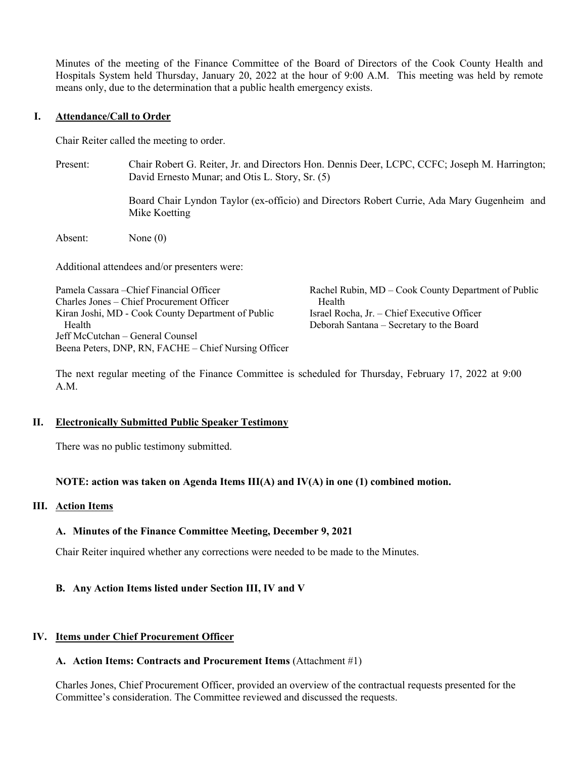Minutes of the meeting of the Finance Committee of the Board of Directors of the Cook County Health and Hospitals System held Thursday, January 20, 2022 at the hour of 9:00 A.M. This meeting was held by remote means only, due to the determination that a public health emergency exists.

## I. Attendance/Call to Order

Chair Reiter called the meeting to order.

Present: Chair Robert G. Reiter, Jr. and Directors Hon. Dennis Deer, LCPC, CCFC; Joseph M. Harrington; David Ernesto Munar; and Otis L. Story, Sr. (5)

Board Chair Lyndon Taylor (ex-officio) and Directors Robert Currie, Ada Mary Gugenheim and Mike Koetting

Absent: None (0)

Additional attendees and/or presenters were:

Pamela Cassara –Chief Financial Officer
Charles Jones – Chief Procurement Officer
Kiran Joshi, MD - Cook County Department of Public Health
Jeff McCutchan – General Counsel
Beena Peters, DNP, RN, FACHE – Chief Nursing Officer
Rachel Rubin, MD – Cook County Department of Public Health
Israel Rocha, Jr. – Chief Executive Officer
Deborah Santana – Secretary to the Board

The next regular meeting of the Finance Committee is scheduled for Thursday, February 17, 2022 at 9:00 A.M.

## II. Electronically Submitted Public Speaker Testimony

There was no public testimony submitted.

**NOTE: action was taken on Agenda Items III(A) and IV(A) in one (1) combined motion.**

## III. Action Items

### A. Minutes of the Finance Committee Meeting, December 9, 2021

Chair Reiter inquired whether any corrections were needed to be made to the Minutes.

### B. Any Action Items listed under Section III, IV and V

## IV. Items under Chief Procurement Officer

### A. Action Items: Contracts and Procurement Items (Attachment #1)

Charles Jones, Chief Procurement Officer, provided an overview of the contractual requests presented for the Committee's consideration. The Committee reviewed and discussed the requests.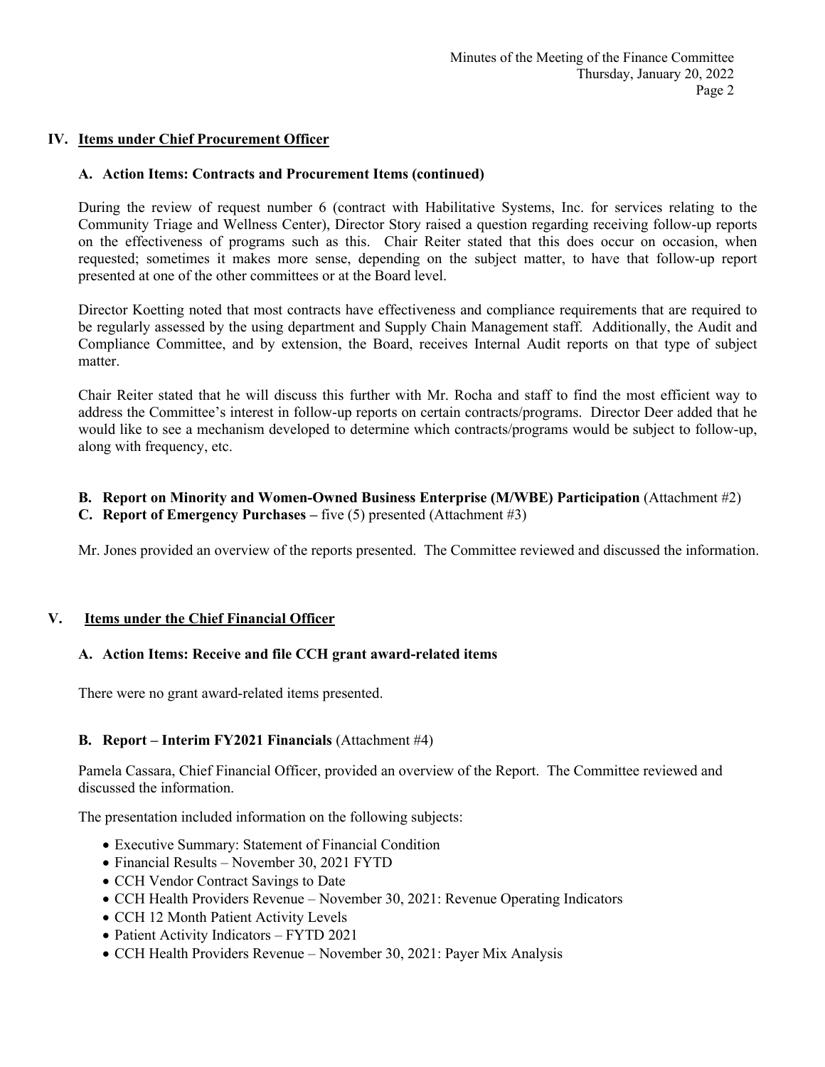## IV. Items under Chief Procurement Officer

### A. Action Items: Contracts and Procurement Items (continued)

During the review of request number 6 (contract with Habilitative Systems, Inc. for services relating to the Community Triage and Wellness Center), Director Story raised a question regarding receiving follow-up reports on the effectiveness of programs such as this. Chair Reiter stated that this does occur on occasion, when requested; sometimes it makes more sense, depending on the subject matter, to have that follow-up report presented at one of the other committees or at the Board level.

Director Koetting noted that most contracts have effectiveness and compliance requirements that are required to be regularly assessed by the using department and Supply Chain Management staff. Additionally, the Audit and Compliance Committee, and by extension, the Board, receives Internal Audit reports on that type of subject matter.

Chair Reiter stated that he will discuss this further with Mr. Rocha and staff to find the most efficient way to address the Committee's interest in follow-up reports on certain contracts/programs. Director Deer added that he would like to see a mechanism developed to determine which contracts/programs would be subject to follow-up, along with frequency, etc.

**B. Report on Minority and Women-Owned Business Enterprise (M/WBE) Participation** (Attachment #2)
**C. Report of Emergency Purchases –** five (5) presented (Attachment #3)

Mr. Jones provided an overview of the reports presented. The Committee reviewed and discussed the information.

## V. Items under the Chief Financial Officer

### A. Action Items: Receive and file CCH grant award-related items

There were no grant award-related items presented.

### B. Report – Interim FY2021 Financials (Attachment #4)

Pamela Cassara, Chief Financial Officer, provided an overview of the Report. The Committee reviewed and discussed the information.

The presentation included information on the following subjects:

- Executive Summary: Statement of Financial Condition
- Financial Results – November 30, 2021 FYTD
- CCH Vendor Contract Savings to Date
- CCH Health Providers Revenue – November 30, 2021: Revenue Operating Indicators
- CCH 12 Month Patient Activity Levels
- Patient Activity Indicators – FYTD 2021
- CCH Health Providers Revenue – November 30, 2021: Payer Mix Analysis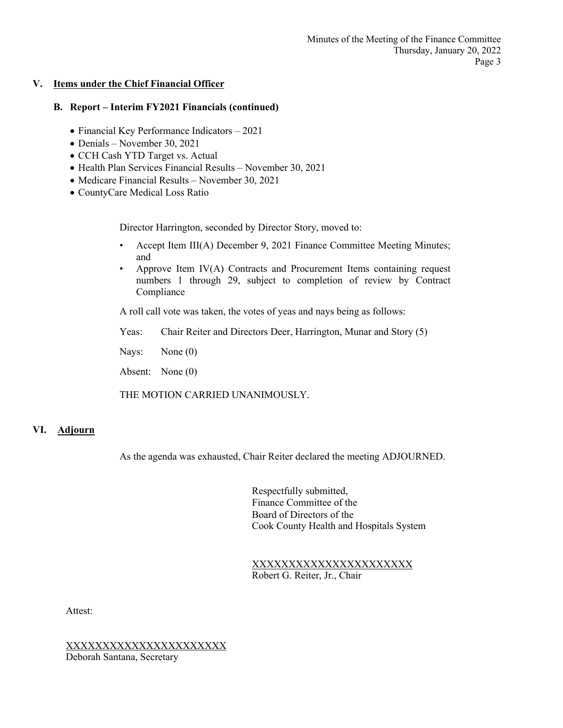## V. Items under the Chief Financial Officer

### B. Report – Interim FY2021 Financials (continued)

- Financial Key Performance Indicators – 2021
- Denials – November 30, 2021
- CCH Cash YTD Target vs. Actual
- Health Plan Services Financial Results – November 30, 2021
- Medicare Financial Results – November 30, 2021
- CountyCare Medical Loss Ratio

Director Harrington, seconded by Director Story, moved to:

- Accept Item III(A) December 9, 2021 Finance Committee Meeting Minutes; and
- Approve Item IV(A) Contracts and Procurement Items containing request numbers 1 through 29, subject to completion of review by Contract Compliance

A roll call vote was taken, the votes of yeas and nays being as follows:

Yeas: Chair Reiter and Directors Deer, Harrington, Munar and Story (5)

Nays: None (0)

Absent: None (0)

THE MOTION CARRIED UNANIMOUSLY.

## VI. Adjourn

As the agenda was exhausted, Chair Reiter declared the meeting ADJOURNED.

Respectfully submitted,
Finance Committee of the
Board of Directors of the
Cook County Health and Hospitals System

XXXXXXXXXXXXXXXXXXXXXXX
Robert G. Reiter, Jr., Chair

Attest:

XXXXXXXXXXXXXXXXXXXXXXX
Deborah Santana, Secretary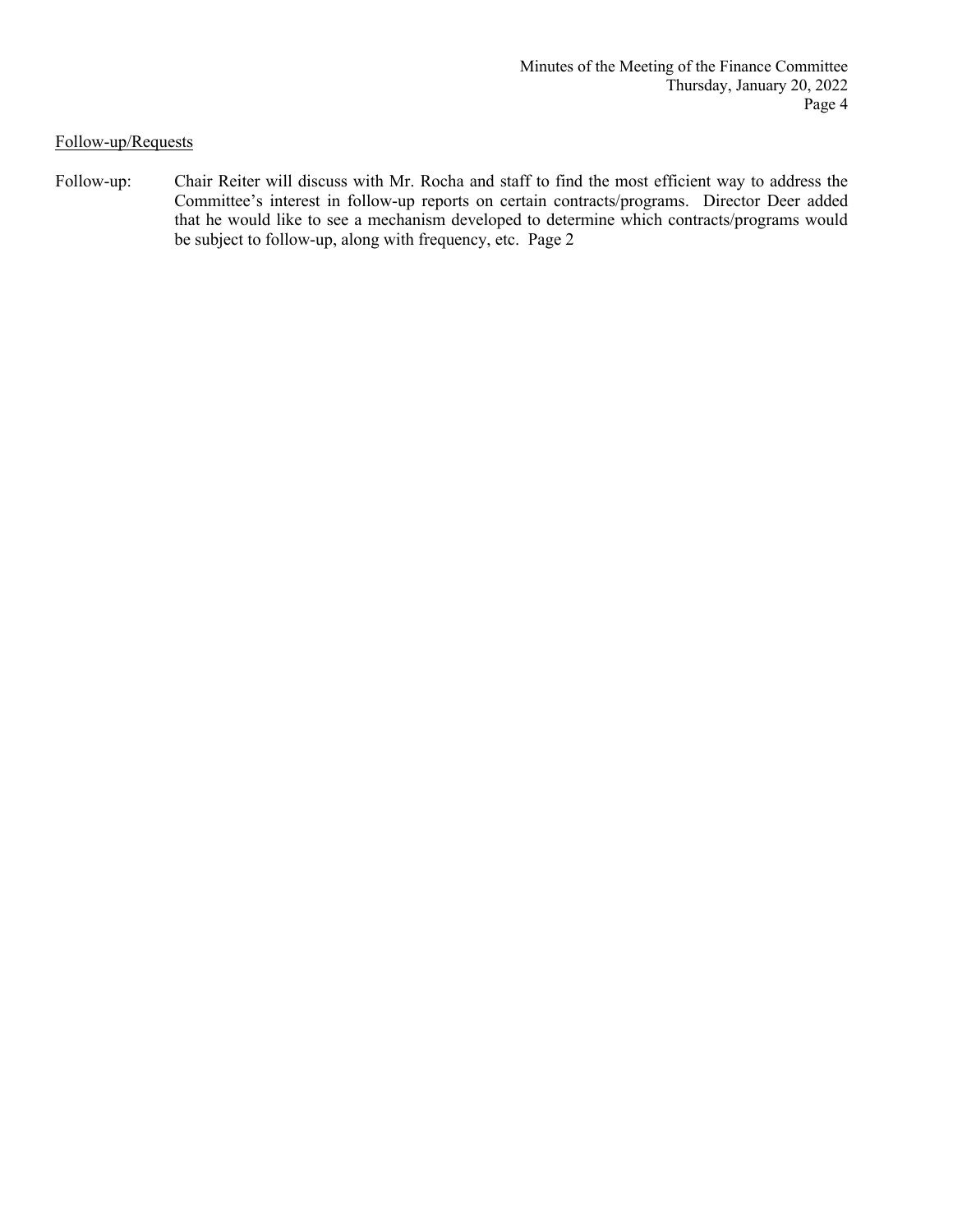Follow-up/Requests

Follow-up: Chair Reiter will discuss with Mr. Rocha and staff to find the most efficient way to address the Committee's interest in follow-up reports on certain contracts/programs. Director Deer added that he would like to see a mechanism developed to determine which contracts/programs would be subject to follow-up, along with frequency, etc. Page 2